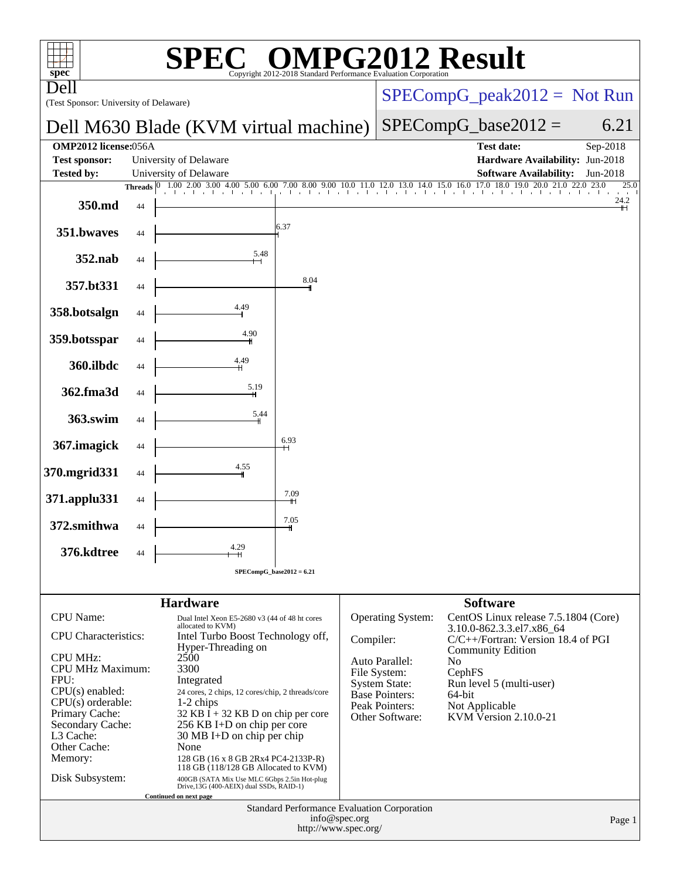# SPEC® OMPG2012 Result

Copyright 2012-2018 Standard Performance Evaluation Corporation

**Dell**

(Test Sponsor: University of Delaware)

## Dell M630 Blade (KVM virtual machine)

SPECompG_peak2012 = Not Run

SPECompG_base2012 = 6.21

| | | | |
|---|---|---|---|
| **OMP2012 license:** | 056A | **Test date:** | Sep-2018 |
| **Test sponsor:** | University of Delaware | **Hardware Availability:** | Jun-2018 |
| **Tested by:** | University of Delaware | **Software Availability:** | Jun-2018 |

| Benchmark | Threads | Ratio |
|---|---|---|
| 350.md | 44 | 24.2 |
| 351.bwaves | 44 | 6.37 |
| 352.nab | 44 | 5.48 |
| 357.bt331 | 44 | 8.04 |
| 358.botsalgn | 44 | 4.49 |
| 359.botsspar | 44 | 4.90 |
| 360.ilbdc | 44 | 4.49 |
| 362.fma3d | 44 | 5.19 |
| 363.swim | 44 | 5.44 |
| 367.imagick | 44 | 6.93 |
| 370.mgrid331 | 44 | 4.55 |
| 371.applu331 | 44 | 7.09 |
| 372.smithwa | 44 | 7.05 |
| 376.kdtree | 44 | 4.29 |

SPECompG_base2012 = 6.21

## Hardware

| | |
|---|---|
| CPU Name: | Dual Intel Xeon E5-2680 v3 (44 of 48 ht cores allocated to KVM) |
| CPU Characteristics: | Intel Turbo Boost Technology off, Hyper-Threading on |
| CPU MHz: | 2500 |
| CPU MHz Maximum: | 3300 |
| FPU: | Integrated |
| CPU(s) enabled: | 24 cores, 2 chips, 12 cores/chip, 2 threads/core |
| CPU(s) orderable: | 1-2 chips |
| Primary Cache: | 32 KB I + 32 KB D on chip per core |
| Secondary Cache: | 256 KB I+D on chip per core |
| L3 Cache: | 30 MB I+D on chip per chip |
| Other Cache: | None |
| Memory: | 128 GB (16 x 8 GB 2Rx4 PC4-2133P-R) 118 GB (118/128 GB Allocated to KVM) |
| Disk Subsystem: | 400GB (SATA Mix Use MLC 6Gbps 2.5in Hot-plug Drive,13G (400-AEIX) dual SSDs, RAID-1) |

Continued on next page

## Software

| | |
|---|---|
| Operating System: | CentOS Linux release 7.5.1804 (Core) 3.10.0-862.3.3.el7.x86_64 |
| Compiler: | C/C++/Fortran: Version 18.4 of PGI Community Edition |
| Auto Parallel: | No |
| File System: | CephFS |
| System State: | Run level 5 (multi-user) |
| Base Pointers: | 64-bit |
| Peak Pointers: | Not Applicable |
| Other Software: | KVM Version 2.10.0-21 |

Standard Performance Evaluation Corporation
info@spec.org
http://www.spec.org/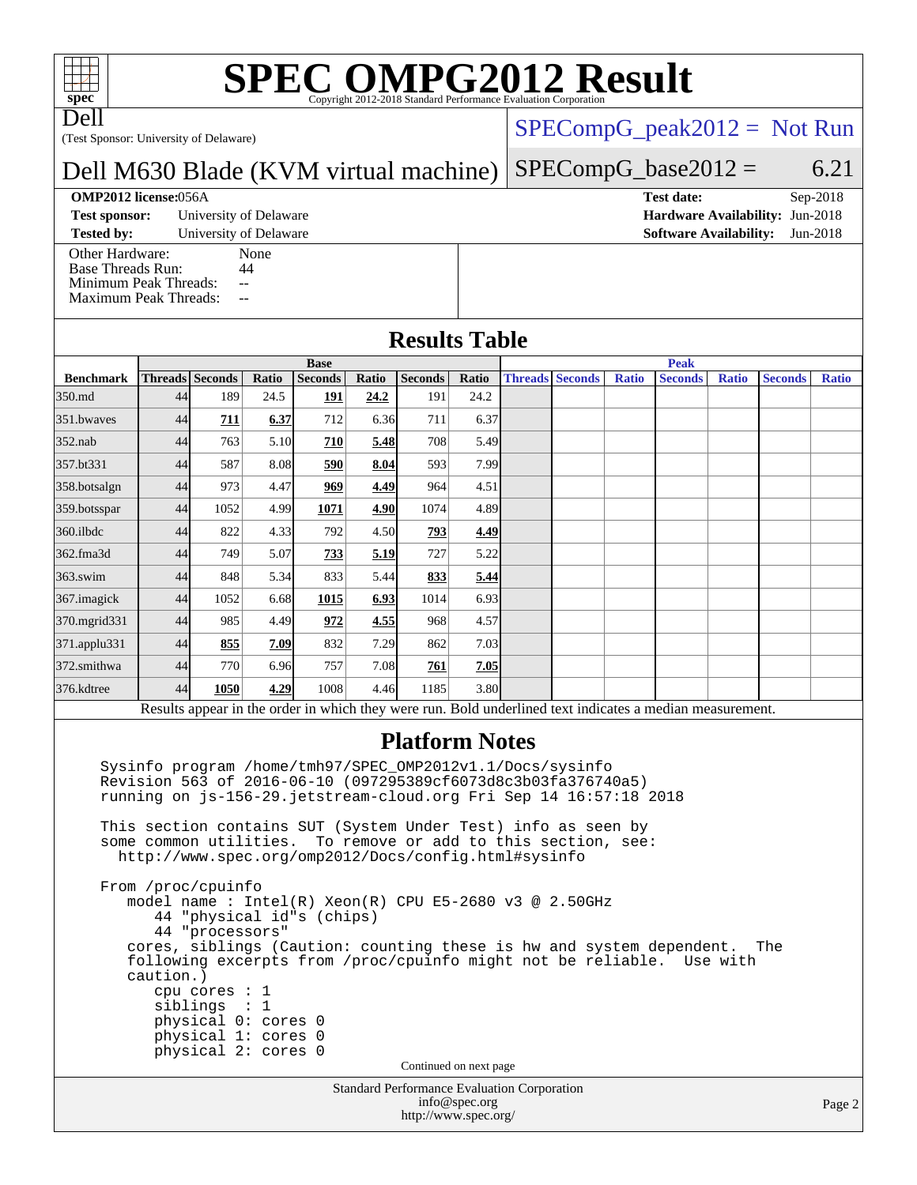# SPEC OMPG2012 Result

Copyright 2012-2018 Standard Performance Evaluation Corporation

Dell

(Test Sponsor: University of Delaware)

## Dell M630 Blade (KVM virtual machine)

SPECompG_peak2012 = Not Run

SPECompG_base2012 = 6.21

**OMP2012 license:** 056A
**Test sponsor:** University of Delaware
**Tested by:** University of Delaware

**Test date:** Sep-2018
**Hardware Availability:** Jun-2018
**Software Availability:** Jun-2018

Other Hardware: None
Base Threads Run: 44
Minimum Peak Threads: --
Maximum Peak Threads: --

## Results Table

| Benchmark | Base | | | | | | | Peak | | | | | | |
|---|---|---|---|---|---|---|---|---|---|---|---|---|---|---|
| | Threads | Seconds | Ratio | Seconds | Ratio | Seconds | Ratio | Threads | Seconds | Ratio | Seconds | Ratio | Seconds | Ratio |
| 350.md | 44 | 189 | 24.5 | **191** | **24.2** | 191 | 24.2 | | | | | | | |
| 351.bwaves | 44 | **711** | **6.37** | 712 | 6.36 | 711 | 6.37 | | | | | | | |
| 352.nab | 44 | 763 | 5.10 | **710** | **5.48** | 708 | 5.49 | | | | | | | |
| 357.bt331 | 44 | 587 | 8.08 | **590** | **8.04** | 593 | 7.99 | | | | | | | |
| 358.botsalgn | 44 | 973 | 4.47 | **969** | **4.49** | 964 | 4.51 | | | | | | | |
| 359.botsspar | 44 | 1052 | 4.99 | **1071** | **4.90** | 1074 | 4.89 | | | | | | | |
| 360.ilbdc | 44 | 822 | 4.33 | 792 | 4.50 | **793** | **4.49** | | | | | | | |
| 362.fma3d | 44 | 749 | 5.07 | **733** | **5.19** | 727 | 5.22 | | | | | | | |
| 363.swim | 44 | 848 | 5.34 | 833 | 5.44 | **833** | **5.44** | | | | | | | |
| 367.imagick | 44 | 1052 | 6.68 | **1015** | **6.93** | 1014 | 6.93 | | | | | | | |
| 370.mgrid331 | 44 | 985 | 4.49 | **972** | **4.55** | 968 | 4.57 | | | | | | | |
| 371.applu331 | 44 | **855** | **7.09** | 832 | 7.29 | 862 | 7.03 | | | | | | | |
| 372.smithwa | 44 | 770 | 6.96 | 757 | 7.08 | **761** | **7.05** | | | | | | | |
| 376.kdtree | 44 | **1050** | **4.29** | 1008 | 4.46 | 1185 | 3.80 | | | | | | | |

Results appear in the order in which they were run. Bold underlined text indicates a median measurement.

## Platform Notes

```
Sysinfo program /home/tmh97/SPEC_OMP2012v1.1/Docs/sysinfo
Revision 563 of 2016-06-10 (097295389cf6073d8c3b03fa376740a5)
running on js-156-29.jetstream-cloud.org Fri Sep 14 16:57:18 2018

This section contains SUT (System Under Test) info as seen by
some common utilities.  To remove or add to this section, see:
  http://www.spec.org/omp2012/Docs/config.html#sysinfo

From /proc/cpuinfo
   model name : Intel(R) Xeon(R) CPU E5-2680 v3 @ 2.50GHz
      44 "physical id"s (chips)
      44 "processors"
   cores, siblings (Caution: counting these is hw and system dependent.  The
   following excerpts from /proc/cpuinfo might not be reliable.  Use with
   caution.)
      cpu cores : 1
      siblings  : 1
      physical 0: cores 0
      physical 1: cores 0
      physical 2: cores 0
```

Continued on next page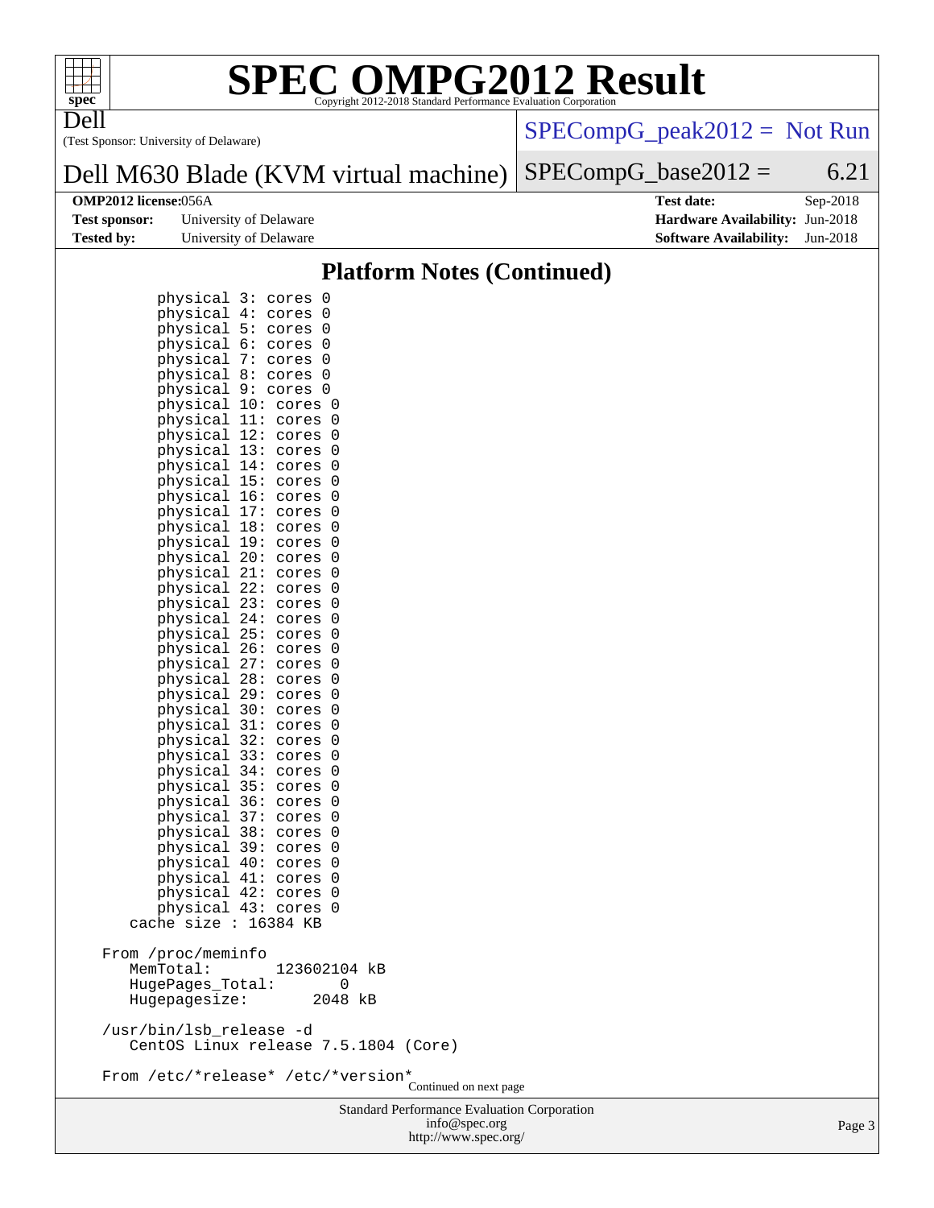## Platform Notes (Continued)

```
         physical 3: cores 0
         physical 4: cores 0
         physical 5: cores 0
         physical 6: cores 0
         physical 7: cores 0
         physical 8: cores 0
         physical 9: cores 0
         physical 10: cores 0
         physical 11: cores 0
         physical 12: cores 0
         physical 13: cores 0
         physical 14: cores 0
         physical 15: cores 0
         physical 16: cores 0
         physical 17: cores 0
         physical 18: cores 0
         physical 19: cores 0
         physical 20: cores 0
         physical 21: cores 0
         physical 22: cores 0
         physical 23: cores 0
         physical 24: cores 0
         physical 25: cores 0
         physical 26: cores 0
         physical 27: cores 0
         physical 28: cores 0
         physical 29: cores 0
         physical 30: cores 0
         physical 31: cores 0
         physical 32: cores 0
         physical 33: cores 0
         physical 34: cores 0
         physical 35: cores 0
         physical 36: cores 0
         physical 37: cores 0
         physical 38: cores 0
         physical 39: cores 0
         physical 40: cores 0
         physical 41: cores 0
         physical 42: cores 0
         physical 43: cores 0
      cache size : 16384 KB

   From /proc/meminfo
      MemTotal:       123602104 kB
      HugePages_Total:       0
      Hugepagesize:       2048 kB

   /usr/bin/lsb_release -d
      CentOS Linux release 7.5.1804 (Core)

   From /etc/*release* /etc/*version*
```

Continued on next page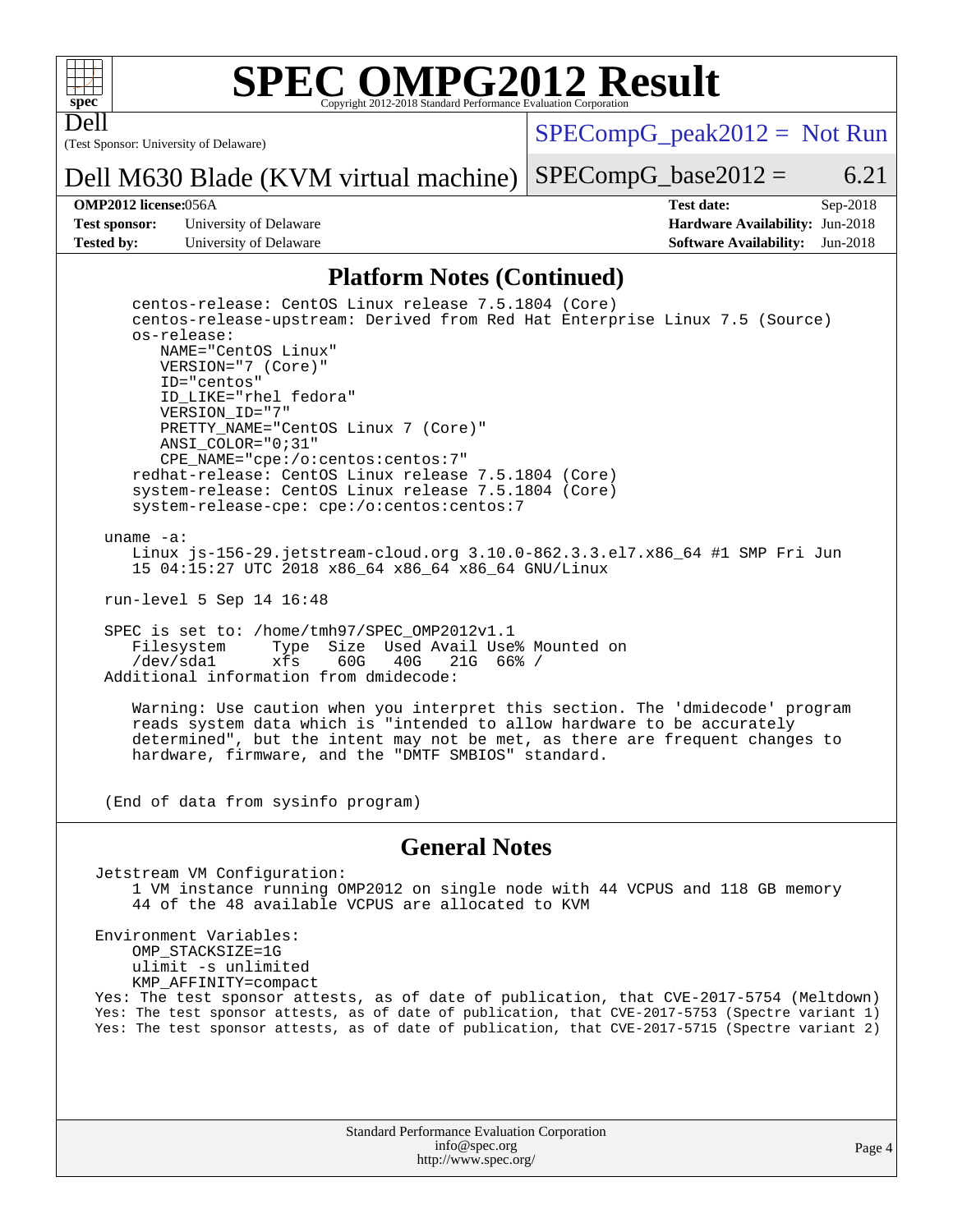## Platform Notes (Continued)

```
centos-release: CentOS Linux release 7.5.1804 (Core)
centos-release-upstream: Derived from Red Hat Enterprise Linux 7.5 (Source)
os-release:
   NAME="CentOS Linux"
   VERSION="7 (Core)"
   ID="centos"
   ID_LIKE="rhel fedora"
   VERSION_ID="7"
   PRETTY_NAME="CentOS Linux 7 (Core)"
   ANSI_COLOR="0;31"
   CPE_NAME="cpe:/o:centos:centos:7"
redhat-release: CentOS Linux release 7.5.1804 (Core)
system-release: CentOS Linux release 7.5.1804 (Core)
system-release-cpe: cpe:/o:centos:centos:7

uname -a:
   Linux js-156-29.jetstream-cloud.org 3.10.0-862.3.3.el7.x86_64 #1 SMP Fri Jun
   15 04:15:27 UTC 2018 x86_64 x86_64 x86_64 GNU/Linux

run-level 5 Sep 14 16:48

SPEC is set to: /home/tmh97/SPEC_OMP2012v1.1
   Filesystem     Type  Size  Used Avail Use% Mounted on
   /dev/sda1      xfs    60G   40G   21G  66% /
Additional information from dmidecode:

   Warning: Use caution when you interpret this section. The 'dmidecode' program
   reads system data which is "intended to allow hardware to be accurately
   determined", but the intent may not be met, as there are frequent changes to
   hardware, firmware, and the "DMTF SMBIOS" standard.


(End of data from sysinfo program)
```

## General Notes

```
Jetstream VM Configuration:
    1 VM instance running OMP2012 on single node with 44 VCPUS and 118 GB memory
    44 of the 48 available VCPUS are allocated to KVM

Environment Variables:
    OMP_STACKSIZE=1G
    ulimit -s unlimited
    KMP_AFFINITY=compact
Yes: The test sponsor attests, as of date of publication, that CVE-2017-5754 (Meltdown)
Yes: The test sponsor attests, as of date of publication, that CVE-2017-5753 (Spectre variant 1)
Yes: The test sponsor attests, as of date of publication, that CVE-2017-5715 (Spectre variant 2)
```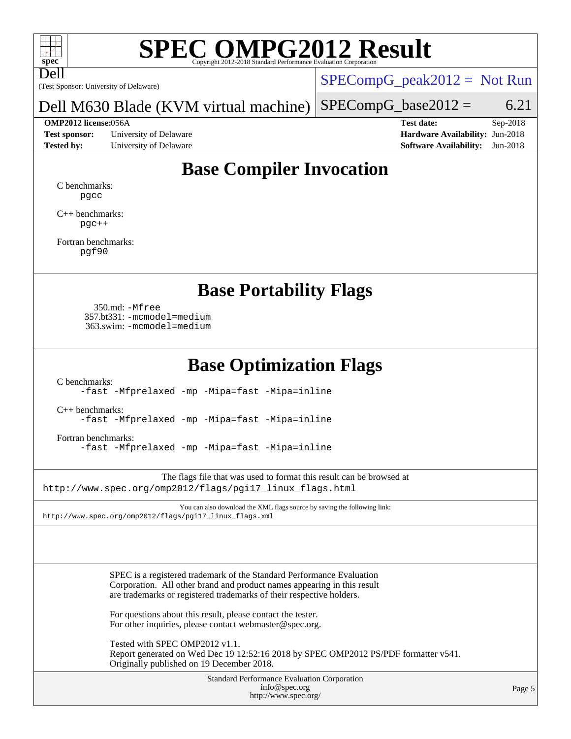# SPEC OMPG2012 Result

Copyright 2012-2018 Standard Performance Evaluation Corporation

Dell

(Test Sponsor: University of Delaware)

Dell M630 Blade (KVM virtual machine)

SPECompG_peak2012 = Not Run

SPECompG_base2012 = 6.21

| | | | |
|---|---|---|---|
| **OMP2012 license:** | 056A | **Test date:** | Sep-2018 |
| **Test sponsor:** | University of Delaware | **Hardware Availability:** | Jun-2018 |
| **Tested by:** | University of Delaware | **Software Availability:** | Jun-2018 |

## Base Compiler Invocation

C benchmarks:
pgcc

C++ benchmarks:
pgc++

Fortran benchmarks:
pgf90

## Base Portability Flags

350.md: -Mfree
357.bt331: -mcmodel=medium
363.swim: -mcmodel=medium

## Base Optimization Flags

C benchmarks:
-fast -Mfprelaxed -mp -Mipa=fast -Mipa=inline

C++ benchmarks:
-fast -Mfprelaxed -mp -Mipa=fast -Mipa=inline

Fortran benchmarks:
-fast -Mfprelaxed -mp -Mipa=fast -Mipa=inline

The flags file that was used to format this result can be browsed at
http://www.spec.org/omp2012/flags/pgi17_linux_flags.html

You can also download the XML flags source by saving the following link:
http://www.spec.org/omp2012/flags/pgi17_linux_flags.xml

SPEC is a registered trademark of the Standard Performance Evaluation Corporation. All other brand and product names appearing in this result are trademarks or registered trademarks of their respective holders.

For questions about this result, please contact the tester.
For other inquiries, please contact webmaster@spec.org.

Tested with SPEC OMP2012 v1.1.
Report generated on Wed Dec 19 12:52:16 2018 by SPEC OMP2012 PS/PDF formatter v541.
Originally published on 19 December 2018.

Standard Performance Evaluation Corporation
info@spec.org
http://www.spec.org/